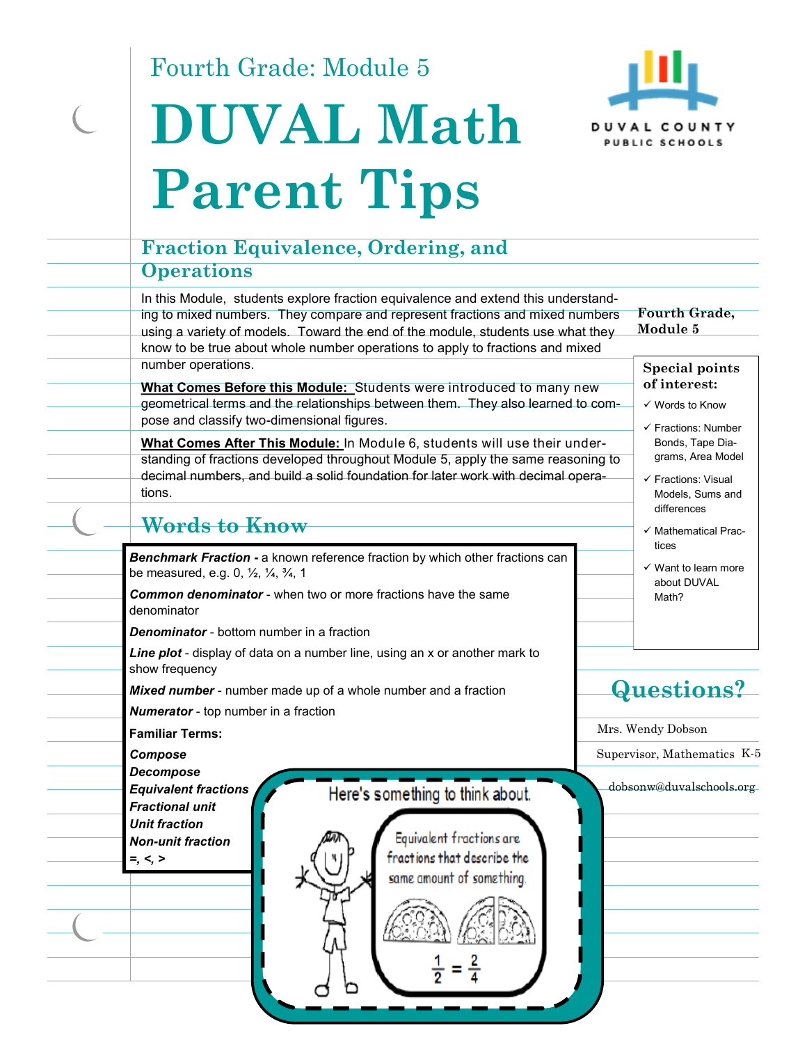Fourth Grade: Module 5

# DUVAL Math Parent Tips

DUVAL COUNTY PUBLIC SCHOOLS

## Fraction Equivalence, Ordering, and Operations

In this Module, students explore fraction equivalence and extend this understanding to mixed numbers. They compare and represent fractions and mixed numbers using a variety of models. Toward the end of the module, students use what they know to be true about whole number operations to apply to fractions and mixed number operations.

**What Comes Before this Module:** Students were introduced to many new geometrical terms and the relationships between them. They also learned to compose and classify two-dimensional figures.

**What Comes After This Module:** In Module 6, students will use their understanding of fractions developed throughout Module 5, apply the same reasoning to decimal numbers, and build a solid foundation for later work with decimal operations.

## Words to Know

***Benchmark Fraction*** **-** a known reference fraction by which other fractions can be measured, e.g. 0, ½, ¼, ¾, 1

***Common denominator*** - when two or more fractions have the same denominator

***Denominator*** - bottom number in a fraction

***Line plot*** - display of data on a number line, using an x or another mark to show frequency

***Mixed number*** - number made up of a whole number and a fraction

***Numerator*** - top number in a fraction

**Familiar Terms:**

***Compose***
***Decompose***
***Equivalent fractions***
***Fractional unit***
***Unit fraction***
***Non-unit fraction***
***=, <, >***

Here's something to think about.

Equivalent fractions are fractions that describe the same amount of something.

$\frac{1}{2} = \frac{2}{4}$

**Fourth Grade, Module 5**

**Special points of interest:**

- ✓ Words to Know
- ✓ Fractions: Number Bonds, Tape Diagrams, Area Model
- ✓ Fractions: Visual Models, Sums and differences
- ✓ Mathematical Practices
- ✓ Want to learn more about DUVAL Math?

## Questions?

Mrs. Wendy Dobson

Supervisor, Mathematics K-5

dobsonw@duvalschools.org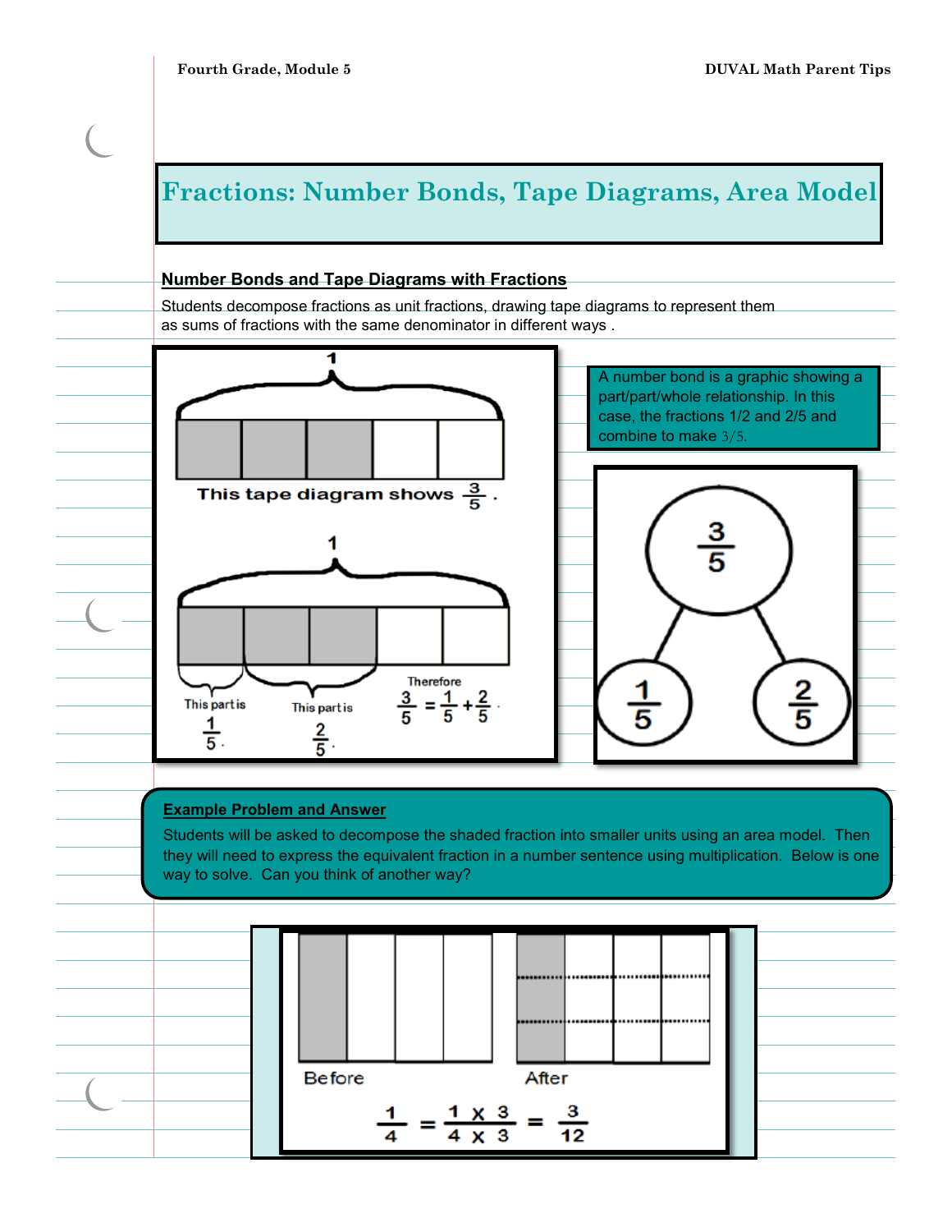# Fractions: Number Bonds, Tape Diagrams, Area Model

## Number Bonds and Tape Diagrams with Fractions

Students decompose fractions as unit fractions, drawing tape diagrams to represent them as sums of fractions with the same denominator in different ways .

1

This tape diagram shows $\frac{3}{5}$.

1

This part is $\frac{1}{5}$.

This part is $\frac{2}{5}$.

Therefore $\frac{3}{5} = \frac{1}{5} + \frac{2}{5}$.

A number bond is a graphic showing a part/part/whole relationship. In this case, the fractions 1/2 and 2/5 and combine to make 3/5.

$\frac{3}{5}$

$\frac{1}{5}$ $\frac{2}{5}$

### Example Problem and Answer

Students will be asked to decompose the shaded fraction into smaller units using an area model. Then they will need to express the equivalent fraction in a number sentence using multiplication. Below is one way to solve. Can you think of another way?

Before

After

$$\frac{1}{4} = \frac{1 \times 3}{4 \times 3} = \frac{3}{12}$$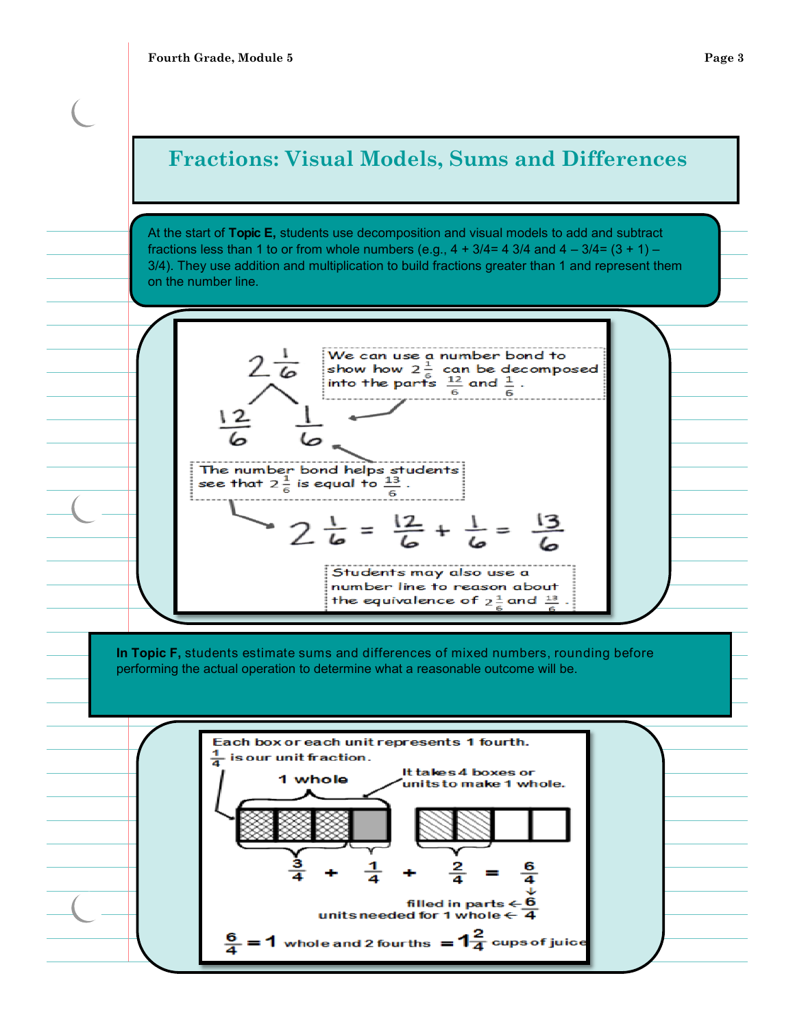# Fractions: Visual Models, Sums and Differences

At the start of **Topic E,** students use decomposition and visual models to add and subtract fractions less than 1 to or from whole numbers (e.g., 4 + 3/4= 4 3/4 and 4 – 3/4= (3 + 1) – 3/4). They use addition and multiplication to build fractions greater than 1 and represent them on the number line.

$2\frac{1}{6}$

$\frac{12}{6}$ $\frac{1}{6}$

We can use a number bond to show how $2\frac{1}{6}$ can be decomposed into the parts $\frac{12}{6}$ and $\frac{1}{6}$.

The number bond helps students see that $2\frac{1}{6}$ is equal to $\frac{13}{6}$.

$$2\frac{1}{6} = \frac{12}{6} + \frac{1}{6} = \frac{13}{6}$$

Students may also use a number line to reason about the equivalence of $2\frac{1}{6}$ and $\frac{13}{6}$.

**In Topic F,** students estimate sums and differences of mixed numbers, rounding before performing the actual operation to determine what a reasonable outcome will be.

Each box or each unit represents 1 fourth.

$\frac{1}{4}$ is our unit fraction.

1 whole

It takes 4 boxes or units to make 1 whole.

$$\frac{3}{4} + \frac{1}{4} + \frac{2}{4} = \frac{6}{4}$$

filled in parts ← 6

units needed for 1 whole ← 4

$\frac{6}{4} = 1$ whole and 2 fourths $= 1\frac{2}{4}$ cups of juice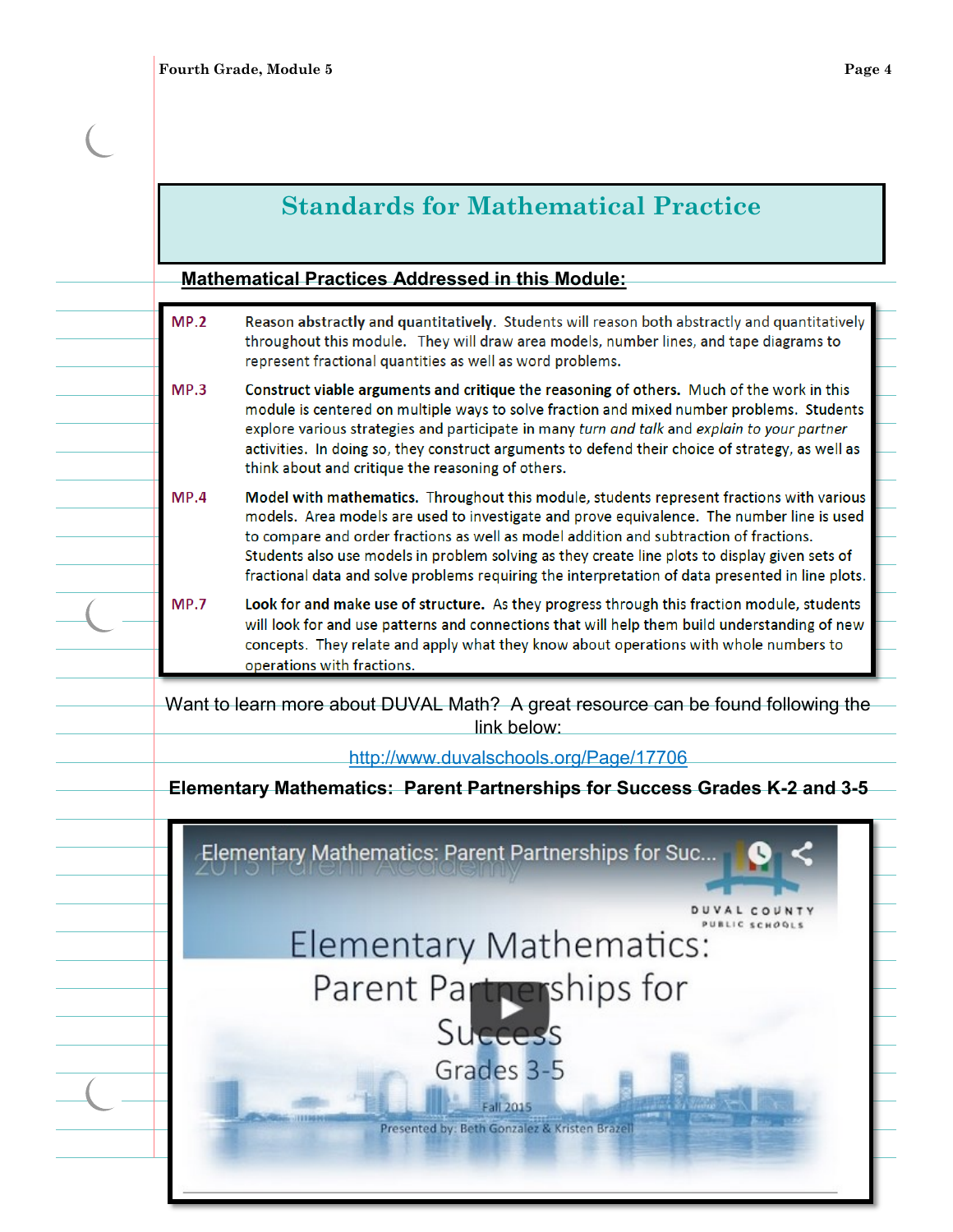## Standards for Mathematical Practice

**Mathematical Practices Addressed in this Module:**

| | |
|---|---|
| MP.2 | **Reason abstractly and quantitatively.** Students will reason both abstractly and quantitatively throughout this module. They will draw area models, number lines, and tape diagrams to represent fractional quantities as well as word problems. |
| MP.3 | **Construct viable arguments and critique the reasoning of others.** Much of the work in this module is centered on multiple ways to solve fraction and mixed number problems. Students explore various strategies and participate in many *turn and talk* and *explain to your partner* activities. In doing so, they construct arguments to defend their choice of strategy, as well as think about and critique the reasoning of others. |
| MP.4 | **Model with mathematics.** Throughout this module, students represent fractions with various models. Area models are used to investigate and prove equivalence. The number line is used to compare and order fractions as well as model addition and subtraction of fractions. Students also use models in problem solving as they create line plots to display given sets of fractional data and solve problems requiring the interpretation of data presented in line plots. |
| MP.7 | **Look for and make use of structure.** As they progress through this fraction module, students will look for and use patterns and connections that will help them build understanding of new concepts. They relate and apply what they know about operations with whole numbers to operations with fractions. |

Want to learn more about DUVAL Math? A great resource can be found following the link below:

http://www.duvalschools.org/Page/17706

**Elementary Mathematics: Parent Partnerships for Success Grades K-2 and 3-5**

Elementary Mathematics: Parent Partnerships for Suc...

2015 Parent Academy

DUVAL COUNTY PUBLIC SCHOOLS

Elementary Mathematics: Parent Partnerships for Success

Grades 3-5

Fall 2015

Presented by: Beth Gonzalez & Kristen Brazell